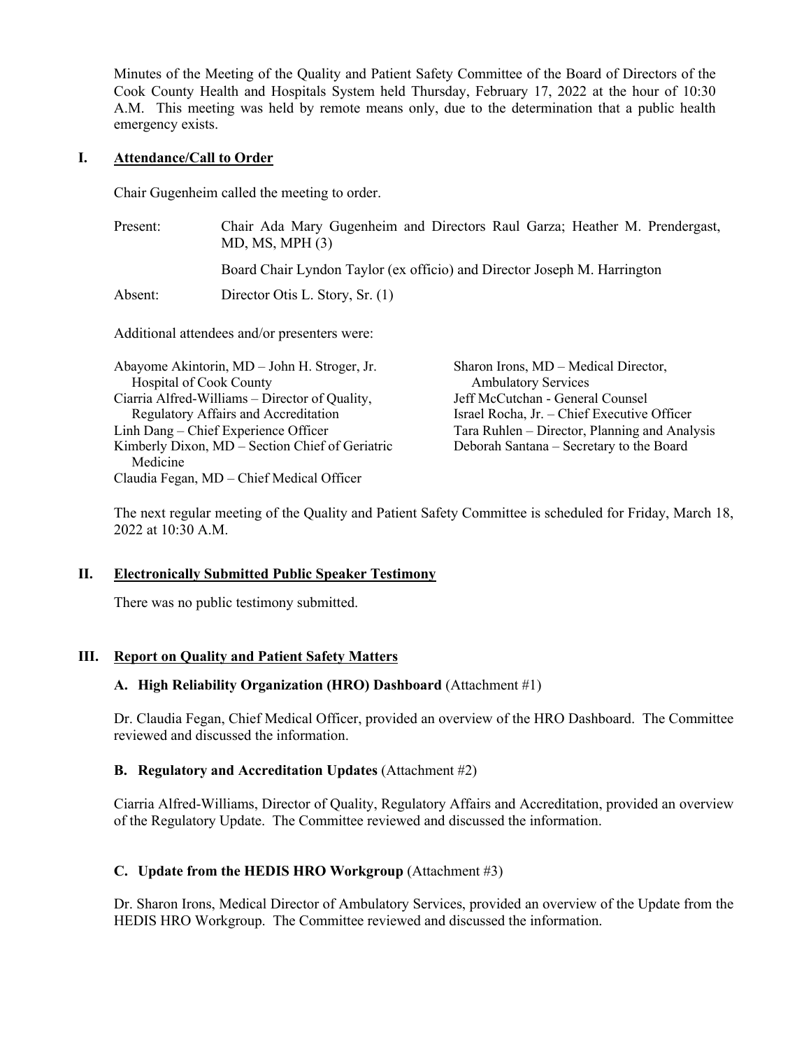Minutes of the Meeting of the Quality and Patient Safety Committee of the Board of Directors of the Cook County Health and Hospitals System held Thursday, February 17, 2022 at the hour of 10:30 A.M. This meeting was held by remote means only, due to the determination that a public health emergency exists.

## I. Attendance/Call to Order

Chair Gugenheim called the meeting to order.

Present: Chair Ada Mary Gugenheim and Directors Raul Garza; Heather M. Prendergast, MD, MS, MPH (3)

Board Chair Lyndon Taylor (ex officio) and Director Joseph M. Harrington

Absent: Director Otis L. Story, Sr. (1)

Additional attendees and/or presenters were:

Abayome Akintorin, MD – John H. Stroger, Jr. Hospital of Cook County
Ciarria Alfred-Williams – Director of Quality, Regulatory Affairs and Accreditation
Linh Dang – Chief Experience Officer
Kimberly Dixon, MD – Section Chief of Geriatric Medicine
Claudia Fegan, MD – Chief Medical Officer
Sharon Irons, MD – Medical Director, Ambulatory Services
Jeff McCutchan - General Counsel
Israel Rocha, Jr. – Chief Executive Officer
Tara Ruhlen – Director, Planning and Analysis
Deborah Santana – Secretary to the Board

The next regular meeting of the Quality and Patient Safety Committee is scheduled for Friday, March 18, 2022 at 10:30 A.M.

## II. Electronically Submitted Public Speaker Testimony

There was no public testimony submitted.

## III. Report on Quality and Patient Safety Matters

### A. High Reliability Organization (HRO) Dashboard (Attachment #1)

Dr. Claudia Fegan, Chief Medical Officer, provided an overview of the HRO Dashboard. The Committee reviewed and discussed the information.

### B. Regulatory and Accreditation Updates (Attachment #2)

Ciarria Alfred-Williams, Director of Quality, Regulatory Affairs and Accreditation, provided an overview of the Regulatory Update. The Committee reviewed and discussed the information.

### C. Update from the HEDIS HRO Workgroup (Attachment #3)

Dr. Sharon Irons, Medical Director of Ambulatory Services, provided an overview of the Update from the HEDIS HRO Workgroup. The Committee reviewed and discussed the information.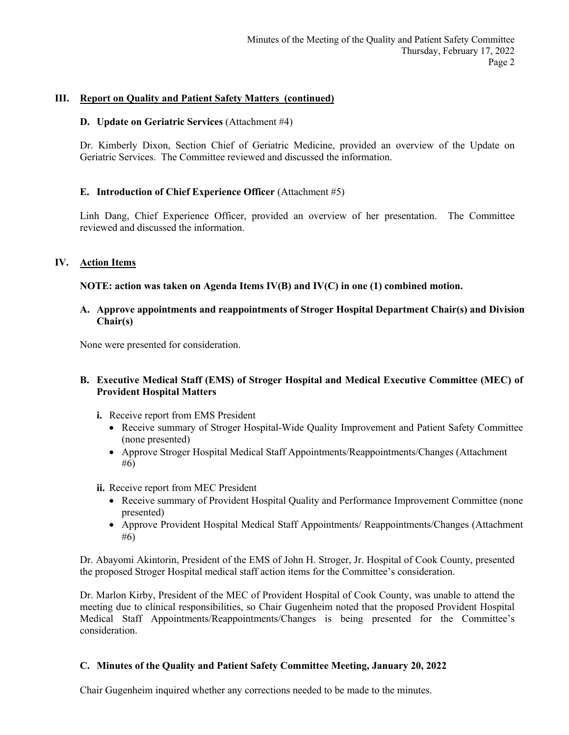## III. Report on Quality and Patient Safety Matters (continued)

### D. Update on Geriatric Services (Attachment #4)

Dr. Kimberly Dixon, Section Chief of Geriatric Medicine, provided an overview of the Update on Geriatric Services. The Committee reviewed and discussed the information.

### E. Introduction of Chief Experience Officer (Attachment #5)

Linh Dang, Chief Experience Officer, provided an overview of her presentation. The Committee reviewed and discussed the information.

## IV. Action Items

**NOTE: action was taken on Agenda Items IV(B) and IV(C) in one (1) combined motion.**

### A. Approve appointments and reappointments of Stroger Hospital Department Chair(s) and Division Chair(s)

None were presented for consideration.

### B. Executive Medical Staff (EMS) of Stroger Hospital and Medical Executive Committee (MEC) of Provident Hospital Matters

**i.** Receive report from EMS President
- Receive summary of Stroger Hospital-Wide Quality Improvement and Patient Safety Committee (none presented)
- Approve Stroger Hospital Medical Staff Appointments/Reappointments/Changes (Attachment #6)

**ii.** Receive report from MEC President
- Receive summary of Provident Hospital Quality and Performance Improvement Committee (none presented)
- Approve Provident Hospital Medical Staff Appointments/ Reappointments/Changes (Attachment #6)

Dr. Abayomi Akintorin, President of the EMS of John H. Stroger, Jr. Hospital of Cook County, presented the proposed Stroger Hospital medical staff action items for the Committee's consideration.

Dr. Marlon Kirby, President of the MEC of Provident Hospital of Cook County, was unable to attend the meeting due to clinical responsibilities, so Chair Gugenheim noted that the proposed Provident Hospital Medical Staff Appointments/Reappointments/Changes is being presented for the Committee's consideration.

### C. Minutes of the Quality and Patient Safety Committee Meeting, January 20, 2022

Chair Gugenheim inquired whether any corrections needed to be made to the minutes.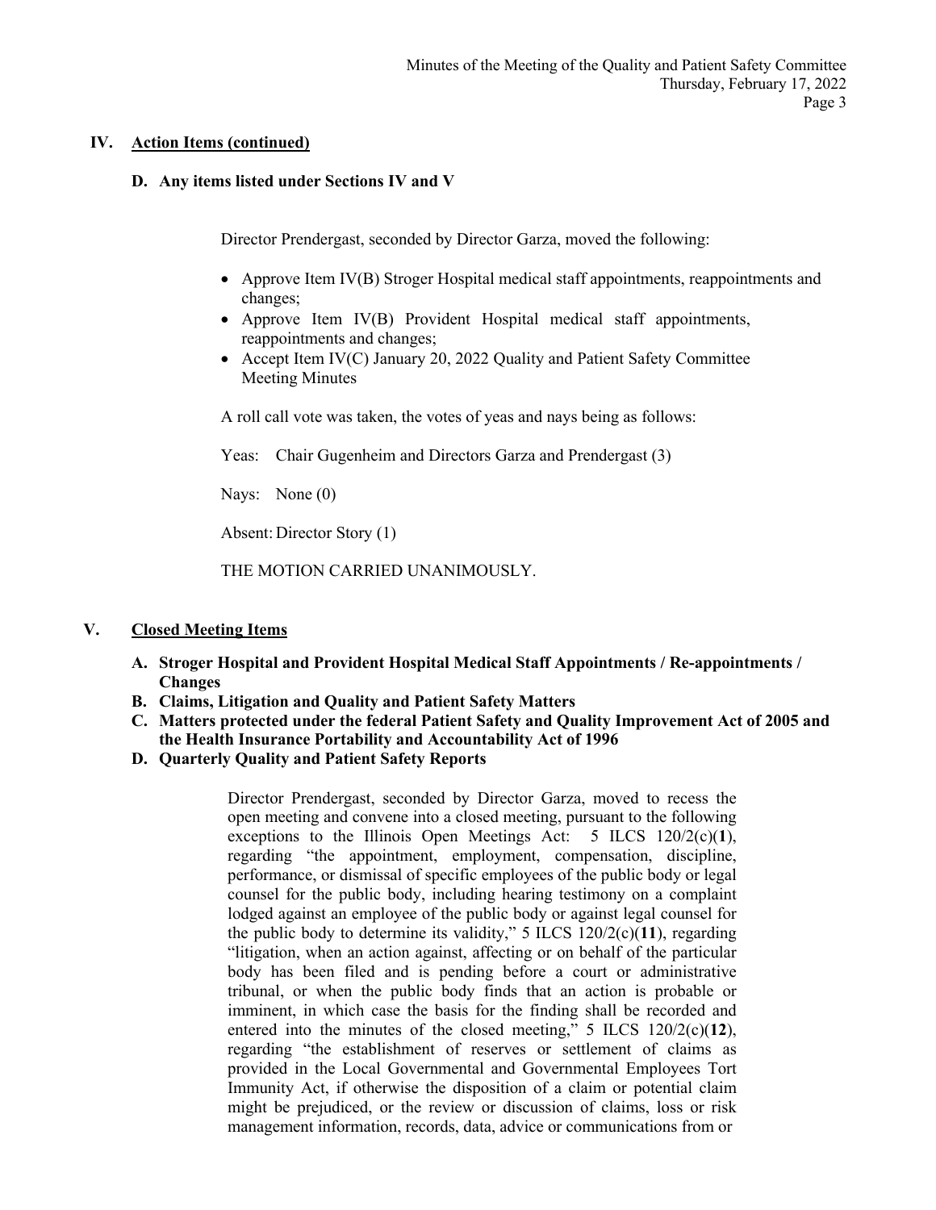## IV. Action Items (continued)

### D. Any items listed under Sections IV and V

Director Prendergast, seconded by Director Garza, moved the following:

- Approve Item IV(B) Stroger Hospital medical staff appointments, reappointments and changes;
- Approve Item IV(B) Provident Hospital medical staff appointments, reappointments and changes;
- Accept Item IV(C) January 20, 2022 Quality and Patient Safety Committee Meeting Minutes

A roll call vote was taken, the votes of yeas and nays being as follows:

Yeas: Chair Gugenheim and Directors Garza and Prendergast (3)

Nays: None (0)

Absent: Director Story (1)

THE MOTION CARRIED UNANIMOUSLY.

## V. Closed Meeting Items

**A. Stroger Hospital and Provident Hospital Medical Staff Appointments / Re-appointments / Changes**
**B. Claims, Litigation and Quality and Patient Safety Matters**
**C. Matters protected under the federal Patient Safety and Quality Improvement Act of 2005 and the Health Insurance Portability and Accountability Act of 1996**
**D. Quarterly Quality and Patient Safety Reports**

Director Prendergast, seconded by Director Garza, moved to recess the open meeting and convene into a closed meeting, pursuant to the following exceptions to the Illinois Open Meetings Act: 5 ILCS 120/2(c)(**1**), regarding "the appointment, employment, compensation, discipline, performance, or dismissal of specific employees of the public body or legal counsel for the public body, including hearing testimony on a complaint lodged against an employee of the public body or against legal counsel for the public body to determine its validity," 5 ILCS 120/2(c)(**11**), regarding "litigation, when an action against, affecting or on behalf of the particular body has been filed and is pending before a court or administrative tribunal, or when the public body finds that an action is probable or imminent, in which case the basis for the finding shall be recorded and entered into the minutes of the closed meeting," 5 ILCS 120/2(c)(**12**), regarding "the establishment of reserves or settlement of claims as provided in the Local Governmental and Governmental Employees Tort Immunity Act, if otherwise the disposition of a claim or potential claim might be prejudiced, or the review or discussion of claims, loss or risk management information, records, data, advice or communications from or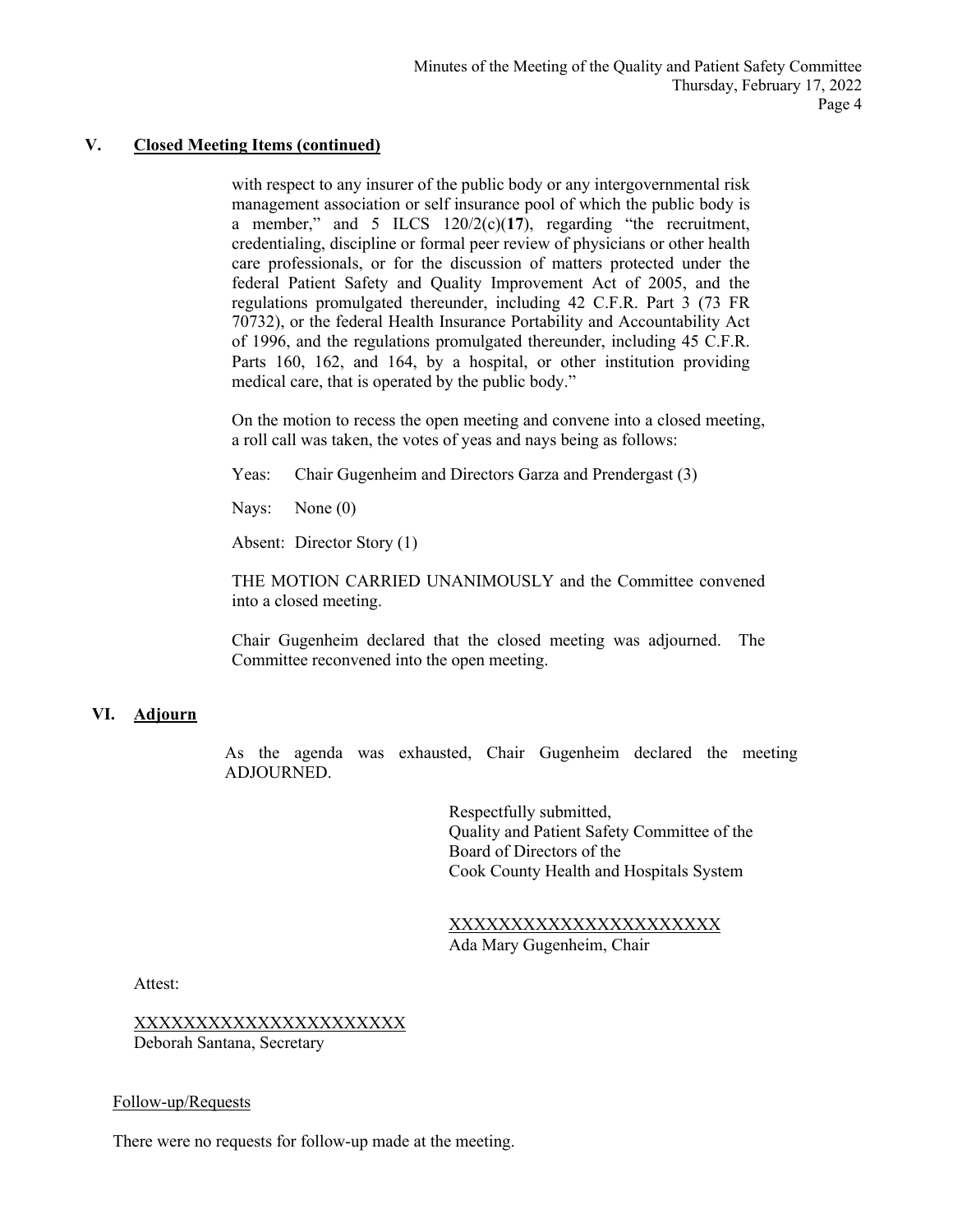## V. Closed Meeting Items (continued)

with respect to any insurer of the public body or any intergovernmental risk management association or self insurance pool of which the public body is a member," and 5 ILCS 120/2(c)(**17**), regarding "the recruitment, credentialing, discipline or formal peer review of physicians or other health care professionals, or for the discussion of matters protected under the federal Patient Safety and Quality Improvement Act of 2005, and the regulations promulgated thereunder, including 42 C.F.R. Part 3 (73 FR 70732), or the federal Health Insurance Portability and Accountability Act of 1996, and the regulations promulgated thereunder, including 45 C.F.R. Parts 160, 162, and 164, by a hospital, or other institution providing medical care, that is operated by the public body."

On the motion to recess the open meeting and convene into a closed meeting, a roll call was taken, the votes of yeas and nays being as follows:

Yeas: Chair Gugenheim and Directors Garza and Prendergast (3)

Nays: None (0)

Absent: Director Story (1)

THE MOTION CARRIED UNANIMOUSLY and the Committee convened into a closed meeting.

Chair Gugenheim declared that the closed meeting was adjourned. The Committee reconvened into the open meeting.

## VI. Adjourn

As the agenda was exhausted, Chair Gugenheim declared the meeting ADJOURNED.

Respectfully submitted,
Quality and Patient Safety Committee of the
Board of Directors of the
Cook County Health and Hospitals System

XXXXXXXXXXXXXXXXXXXXXX
Ada Mary Gugenheim, Chair

Attest:

XXXXXXXXXXXXXXXXXXXXXX
Deborah Santana, Secretary

Follow-up/Requests

There were no requests for follow-up made at the meeting.